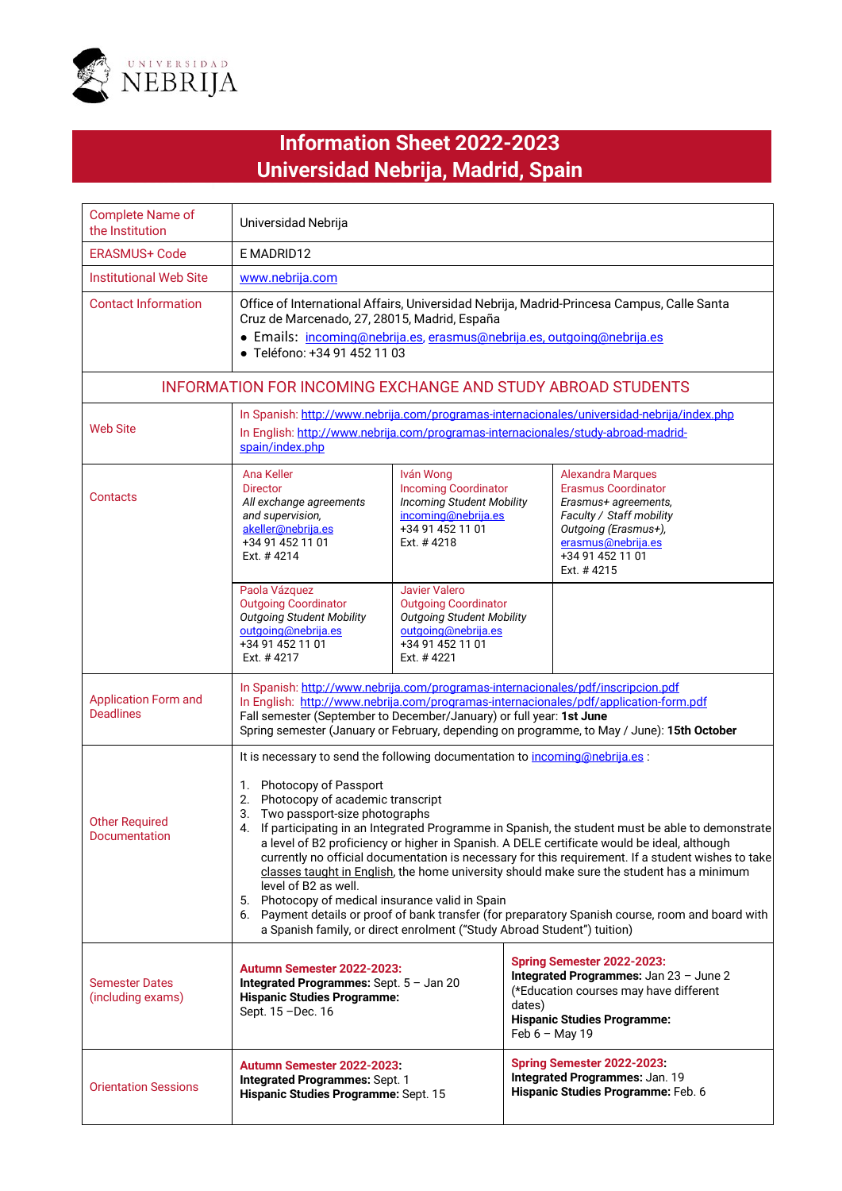# Information Sheet 2022-2023
# Universidad Nebrija, Madrid, Spain

| Complete Name of the Institution | Universidad Nebrija | | |
|---|---|---|---|
| ERASMUS+ Code | E MADRID12 | | |
| Institutional Web Site | www.nebrija.com | | |
| Contact Information | Office of International Affairs, Universidad Nebrija, Madrid-Princesa Campus, Calle Santa Cruz de Marcenado, 27, 28015, Madrid, España<br>• Emails: incoming@nebrija.es, erasmus@nebrija.es, outgoing@nebrija.es<br>• Teléfono: +34 91 452 11 03 | | |
| **INFORMATION FOR INCOMING EXCHANGE AND STUDY ABROAD STUDENTS** | | | |
| Web Site | In Spanish: http://www.nebrija.com/programas-internacionales/universidad-nebrija/index.php<br>In English: http://www.nebrija.com/programas-internacionales/study-abroad-madrid-spain/index.php | | |
| Contacts | Ana Keller<br>Director<br>*All exchange agreements and supervision,*<br>akeller@nebrija.es<br>+34 91 452 11 01<br>Ext. # 4214 | Iván Wong<br>Incoming Coordinator<br>*Incoming Student Mobility*<br>incoming@nebrija.es<br>+34 91 452 11 01<br>Ext. # 4218 | Alexandra Marques<br>Erasmus Coordinator<br>*Erasmus+ agreements, Faculty / Staff mobility Outgoing (Erasmus+),*<br>erasmus@nebrija.es<br>+34 91 452 11 01<br>Ext. # 4215 |
| | Paola Vázquez<br>Outgoing Coordinator<br>*Outgoing Student Mobility*<br>outgoing@nebrija.es<br>+34 91 452 11 01<br>Ext. # 4217 | Javier Valero<br>Outgoing Coordinator<br>*Outgoing Student Mobility*<br>outgoing@nebrija.es<br>+34 91 452 11 01<br>Ext. # 4221 | |
| Application Form and Deadlines | In Spanish: http://www.nebrija.com/programas-internacionales/pdf/inscripcion.pdf<br>In English: http://www.nebrija.com/programas-internacionales/pdf/application-form.pdf<br>Fall semester (September to December/January) or full year: **1st June**<br>Spring semester (January or February, depending on programme, to May / June): **15th October** | | |
| Other Required Documentation | It is necessary to send the following documentation to incoming@nebrija.es :<br><br>1. Photocopy of Passport<br>2. Photocopy of academic transcript<br>3. Two passport-size photographs<br>4. If participating in an Integrated Programme in Spanish, the student must be able to demonstrate a level of B2 proficiency or higher in Spanish. A DELE certificate would be ideal, although currently no official documentation is necessary for this requirement. If a student wishes to take classes taught in English, the home university should make sure the student has a minimum level of B2 as well.<br>5. Photocopy of medical insurance valid in Spain<br>6. Payment details or proof of bank transfer (for preparatory Spanish course, room and board with a Spanish family, or direct enrolment ("Study Abroad Student") tuition) | | |
| Semester Dates (including exams) | **Autumn Semester 2022-2023:**<br>**Integrated Programmes:** Sept. 5 – Jan 20<br>**Hispanic Studies Programme:**<br>Sept. 15 –Dec. 16 | **Spring Semester 2022-2023:**<br>**Integrated Programmes:** Jan 23 – June 2 (*Education courses may have different dates)<br>**Hispanic Studies Programme:**<br>Feb 6 – May 19 | |
| Orientation Sessions | **Autumn Semester 2022-2023:**<br>**Integrated Programmes:** Sept. 1<br>**Hispanic Studies Programme:** Sept. 15 | **Spring Semester 2022-2023:**<br>**Integrated Programmes:** Jan. 19<br>**Hispanic Studies Programme:** Feb. 6 | |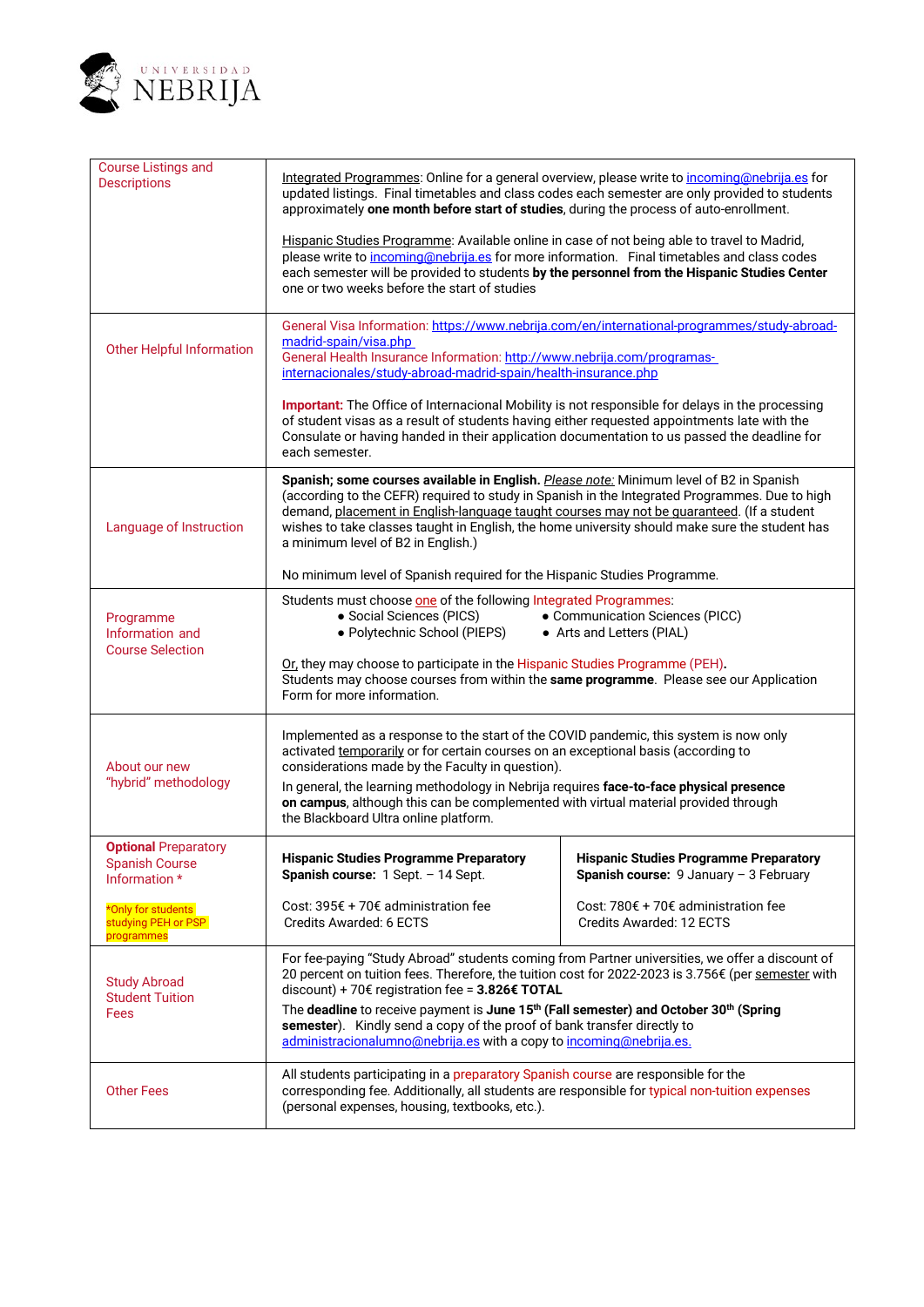| | | |
|---|---|---|
| Course Listings and Descriptions | Integrated Programmes: Online for a general overview, please write to incoming@nebrija.es for updated listings. Final timetables and class codes each semester are only provided to students approximately **one month before start of studies**, during the process of auto-enrollment.<br><br>Hispanic Studies Programme: Available online in case of not being able to travel to Madrid, please write to incoming@nebrija.es for more information. Final timetables and class codes each semester will be provided to students **by the personnel from the Hispanic Studies Center** one or two weeks before the start of studies | |
| Other Helpful Information | General Visa Information: https://www.nebrija.com/en/international-programmes/study-abroad-madrid-spain/visa.php<br>General Health Insurance Information: http://www.nebrija.com/programas-internacionales/study-abroad-madrid-spain/health-insurance.php<br><br>**Important:** The Office of Internacional Mobility is not responsible for delays in the processing of student visas as a result of students having either requested appointments late with the Consulate or having handed in their application documentation to us passed the deadline for each semester. | |
| Language of Instruction | **Spanish; some courses available in English.** *Please note:* Minimum level of B2 in Spanish (according to the CEFR) required to study in Spanish in the Integrated Programmes. Due to high demand, placement in English-language taught courses may not be guaranteed. (If a student wishes to take classes taught in English, the home university should make sure the student has a minimum level of B2 in English.)<br><br>No minimum level of Spanish required for the Hispanic Studies Programme. | |
| Programme Information and Course Selection | Students must choose one of the following Integrated Programmes:<br>● Social Sciences (PICS) ● Communication Sciences (PICC)<br>● Polytechnic School (PIEPS) ● Arts and Letters (PIAL)<br><br>Or, they may choose to participate in the Hispanic Studies Programme (PEH).<br>Students may choose courses from within the **same programme**. Please see our Application Form for more information. | |
| About our new "hybrid" methodology | Implemented as a response to the start of the COVID pandemic, this system is now only activated temporarily or for certain courses on an exceptional basis (according to considerations made by the Faculty in question).<br>In general, the learning methodology in Nebrija requires **face-to-face physical presence on campus**, although this can be complemented with virtual material provided through the Blackboard Ultra online platform. | |
| **Optional** Preparatory Spanish Course Information *<br><br>*Only for students studying PEH or PSP programmes | **Hispanic Studies Programme Preparatory Spanish course:** 1 Sept. – 14 Sept.<br><br>Cost: 395€ + 70€ administration fee<br>Credits Awarded: 6 ECTS | **Hispanic Studies Programme Preparatory Spanish course:** 9 January – 3 February<br><br>Cost: 780€ + 70€ administration fee<br>Credits Awarded: 12 ECTS |
| Study Abroad Student Tuition Fees | For fee-paying "Study Abroad" students coming from Partner universities, we offer a discount of 20 percent on tuition fees. Therefore, the tuition cost for 2022-2023 is 3.756€ (per semester with discount) + 70€ registration fee = **3.826€ TOTAL**<br>The **deadline** to receive payment is **June 15th (Fall semester) and October 30th (Spring semester)**. Kindly send a copy of the proof of bank transfer directly to administracionalumno@nebrija.es with a copy to incoming@nebrija.es. | |
| Other Fees | All students participating in a preparatory Spanish course are responsible for the corresponding fee. Additionally, all students are responsible for typical non-tuition expenses (personal expenses, housing, textbooks, etc.). | |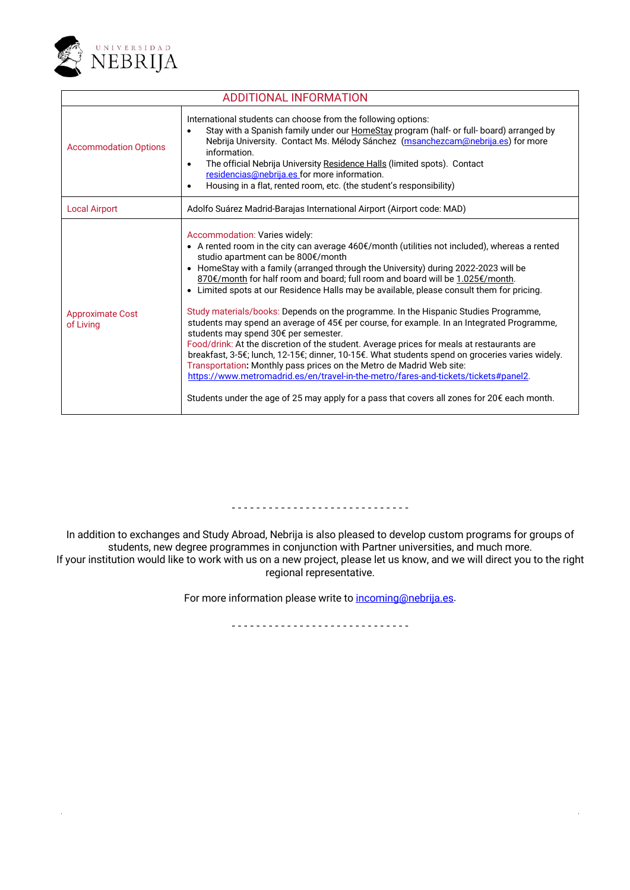| ADDITIONAL INFORMATION | |
|---|---|
| Accommodation Options | International students can choose from the following options:<br>• Stay with a Spanish family under our HomeStay program (half- or full- board) arranged by Nebrija University. Contact Ms. Mélody Sánchez (msanchezcam@nebrija.es) for more information.<br>• The official Nebrija University Residence Halls (limited spots). Contact residencias@nebrija.es for more information.<br>• Housing in a flat, rented room, etc. (the student's responsibility) |
| Local Airport | Adolfo Suárez Madrid-Barajas International Airport (Airport code: MAD) |
| Approximate Cost of Living | Accommodation: Varies widely:<br>• A rented room in the city can average 460€/month (utilities not included), whereas a rented studio apartment can be 800€/month<br>• HomeStay with a family (arranged through the University) during 2022-2023 will be 870€/month for half room and board; full room and board will be 1.025€/month.<br>• Limited spots at our Residence Halls may be available, please consult them for pricing.<br><br>Study materials/books: Depends on the programme. In the Hispanic Studies Programme, students may spend an average of 45€ per course, for example. In an Integrated Programme, students may spend 30€ per semester.<br>Food/drink: At the discretion of the student. Average prices for meals at restaurants are breakfast, 3-5€; lunch, 12-15€; dinner, 10-15€. What students spend on groceries varies widely.<br>Transportation**:** Monthly pass prices on the Metro de Madrid Web site: https://www.metromadrid.es/en/travel-in-the-metro/fares-and-tickets/tickets#panel2.<br><br>Students under the age of 25 may apply for a pass that covers all zones for 20€ each month. |

- - - - - - - - - - - - - - - - - - - - - - - - - - - - -

In addition to exchanges and Study Abroad, Nebrija is also pleased to develop custom programs for groups of students, new degree programmes in conjunction with Partner universities, and much more.
If your institution would like to work with us on a new project, please let us know, and we will direct you to the right regional representative.

For more information please write to incoming@nebrija.es.

- - - - - - - - - - - - - - - - - - - - - - - - - - - - -